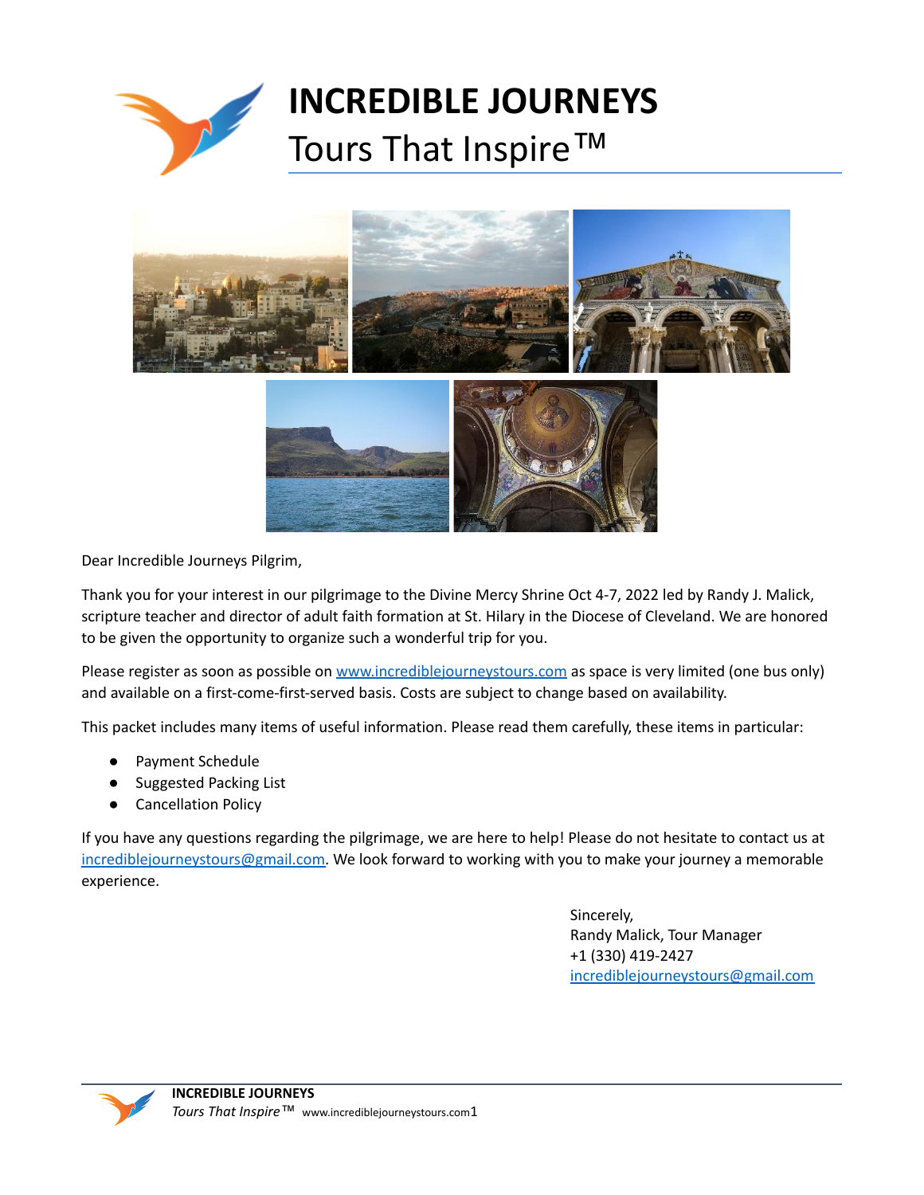# INCREDIBLE JOURNEYS

## Tours That Inspire™

Dear Incredible Journeys Pilgrim,

Thank you for your interest in our pilgrimage to the Divine Mercy Shrine Oct 4-7, 2022 led by Randy J. Malick, scripture teacher and director of adult faith formation at St. Hilary in the Diocese of Cleveland. We are honored to be given the opportunity to organize such a wonderful trip for you.

Please register as soon as possible on www.incrediblejourneystours.com as space is very limited (one bus only) and available on a first-come-first-served basis. Costs are subject to change based on availability.

This packet includes many items of useful information. Please read them carefully, these items in particular:

- Payment Schedule
- Suggested Packing List
- Cancellation Policy

If you have any questions regarding the pilgrimage, we are here to help! Please do not hesitate to contact us at incrediblejourneystours@gmail.com. We look forward to working with you to make your journey a memorable experience.

Sincerely,
Randy Malick, Tour Manager
+1 (330) 419-2427
incrediblejourneystours@gmail.com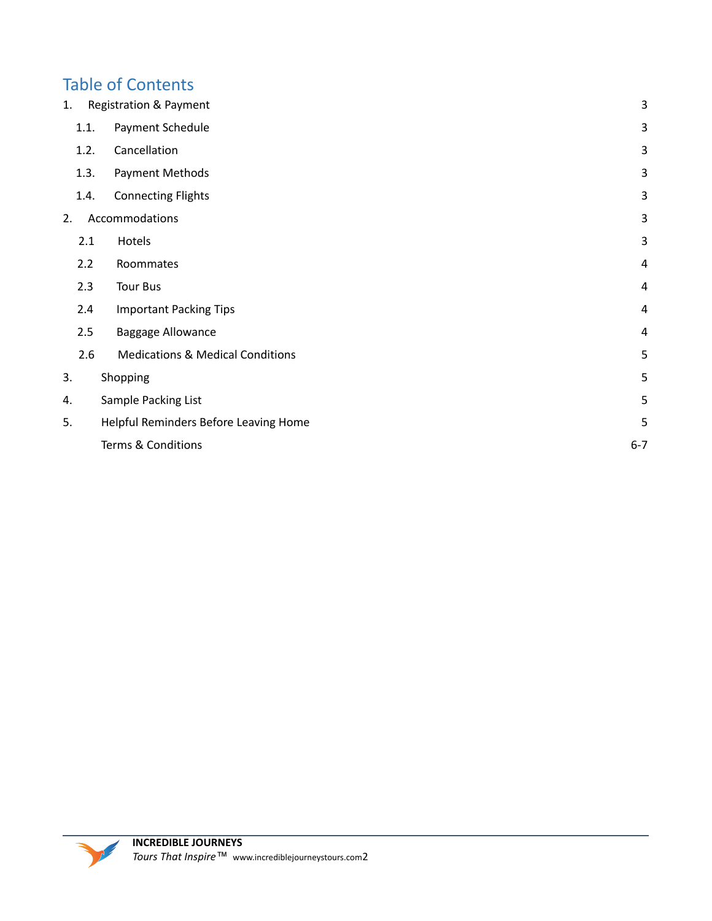# Table of Contents

| | | |
|---|---|---|
| 1. | Registration & Payment | 3 |
| 1.1. | Payment Schedule | 3 |
| 1.2. | Cancellation | 3 |
| 1.3. | Payment Methods | 3 |
| 1.4. | Connecting Flights | 3 |
| 2. | Accommodations | 3 |
| 2.1 | Hotels | 3 |
| 2.2 | Roommates | 4 |
| 2.3 | Tour Bus | 4 |
| 2.4 | Important Packing Tips | 4 |
| 2.5 | Baggage Allowance | 4 |
| 2.6 | Medications & Medical Conditions | 5 |
| 3. | Shopping | 5 |
| 4. | Sample Packing List | 5 |
| 5. | Helpful Reminders Before Leaving Home | 5 |
| | Terms & Conditions | 6-7 |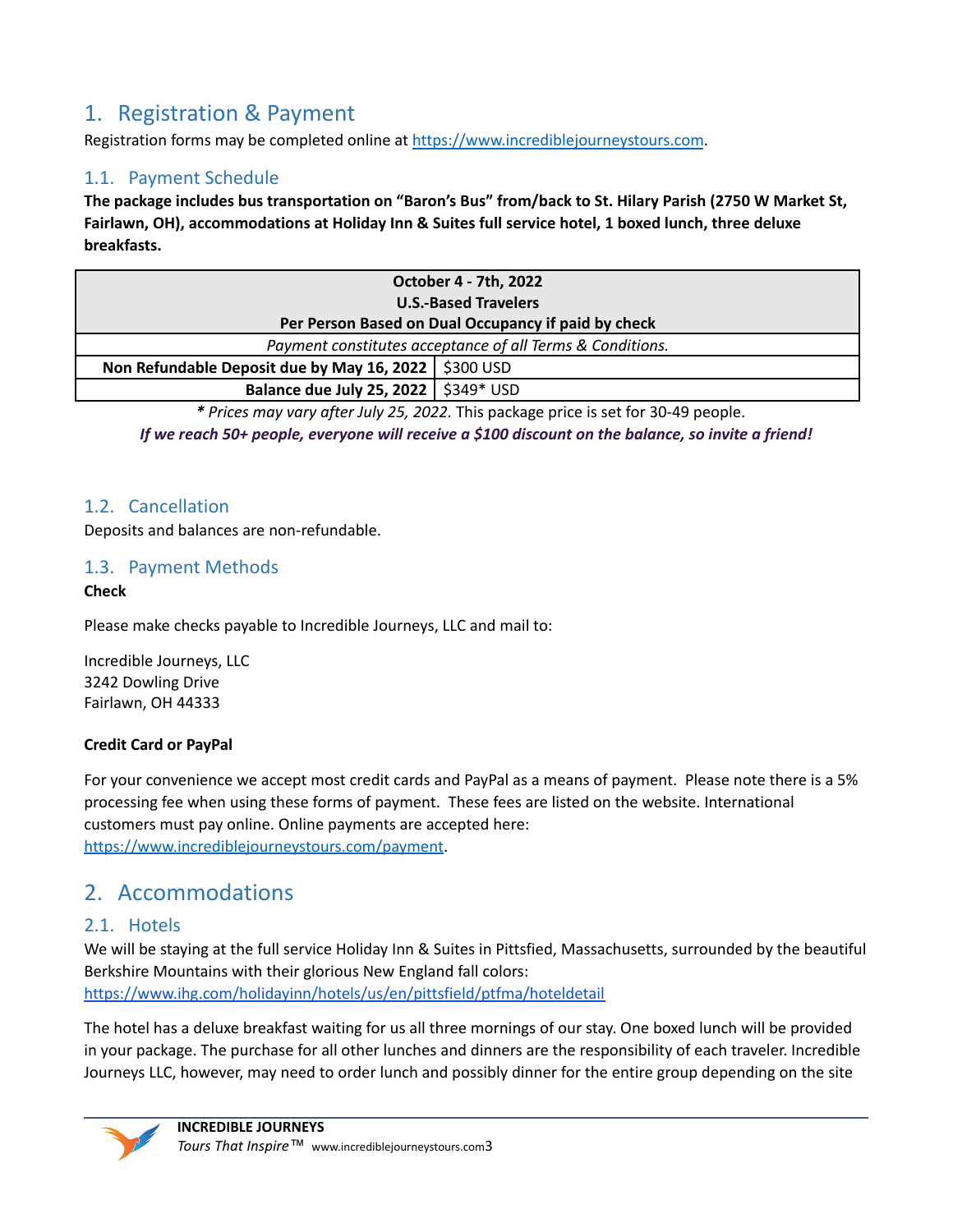# 1. Registration & Payment

Registration forms may be completed online at https://www.incrediblejourneystours.com.

## 1.1. Payment Schedule

**The package includes bus transportation on "Baron's Bus" from/back to St. Hilary Parish (2750 W Market St, Fairlawn, OH), accommodations at Holiday Inn & Suites full service hotel, 1 boxed lunch, three deluxe breakfasts.**

| **October 4 - 7th, 2022<br>U.S.-Based Travelers<br>Per Person Based on Dual Occupancy if paid by check** | |
|---|---|
| *Payment constitutes acceptance of all Terms & Conditions.* | |
| **Non Refundable Deposit due by May 16, 2022** | $300 USD |
| **Balance due July 25, 2022** | $349* USD |

***** *Prices may vary after July 25, 2022.* This package price is set for 30-49 people.

***If we reach 50+ people, everyone will receive a $100 discount on the balance, so invite a friend!***

## 1.2. Cancellation

Deposits and balances are non-refundable.

## 1.3. Payment Methods

**Check**

Please make checks payable to Incredible Journeys, LLC and mail to:

Incredible Journeys, LLC
3242 Dowling Drive
Fairlawn, OH 44333

**Credit Card or PayPal**

For your convenience we accept most credit cards and PayPal as a means of payment. Please note there is a 5% processing fee when using these forms of payment. These fees are listed on the website. International customers must pay online. Online payments are accepted here: https://www.incrediblejourneystours.com/payment.

# 2. Accommodations

## 2.1. Hotels

We will be staying at the full service Holiday Inn & Suites in Pittsfied, Massachusetts, surrounded by the beautiful Berkshire Mountains with their glorious New England fall colors: https://www.ihg.com/holidayinn/hotels/us/en/pittsfield/ptfma/hoteldetail

The hotel has a deluxe breakfast waiting for us all three mornings of our stay. One boxed lunch will be provided in your package. The purchase for all other lunches and dinners are the responsibility of each traveler. Incredible Journeys LLC, however, may need to order lunch and possibly dinner for the entire group depending on the site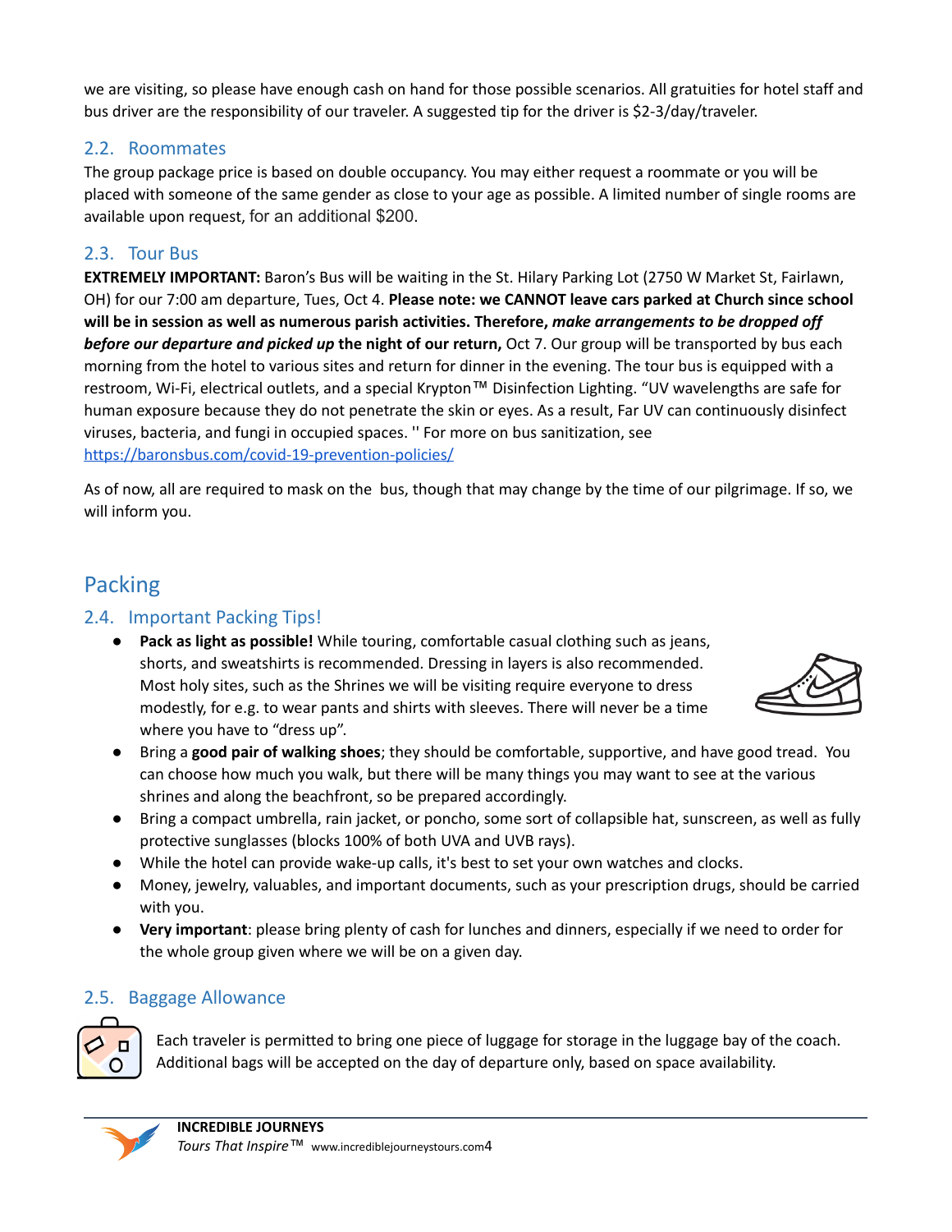we are visiting, so please have enough cash on hand for those possible scenarios. All gratuities for hotel staff and bus driver are the responsibility of our traveler. A suggested tip for the driver is $2-3/day/traveler.

### 2.2. Roommates

The group package price is based on double occupancy. You may either request a roommate or you will be placed with someone of the same gender as close to your age as possible. A limited number of single rooms are available upon request, for an additional $200.

### 2.3. Tour Bus

**EXTREMELY IMPORTANT:** Baron's Bus will be waiting in the St. Hilary Parking Lot (2750 W Market St, Fairlawn, OH) for our 7:00 am departure, Tues, Oct 4. **Please note: we CANNOT leave cars parked at Church since school will be in session as well as numerous parish activities. Therefore, *make arrangements to be dropped off before our departure and picked up* the night of our return,** Oct 7. Our group will be transported by bus each morning from the hotel to various sites and return for dinner in the evening. The tour bus is equipped with a restroom, Wi-Fi, electrical outlets, and a special Krypton™ Disinfection Lighting. "UV wavelengths are safe for human exposure because they do not penetrate the skin or eyes. As a result, Far UV can continuously disinfect viruses, bacteria, and fungi in occupied spaces. '' For more on bus sanitization, see https://baronsbus.com/covid-19-prevention-policies/

As of now, all are required to mask on the bus, though that may change by the time of our pilgrimage. If so, we will inform you.

## Packing

### 2.4. Important Packing Tips!

- **Pack as light as possible!** While touring, comfortable casual clothing such as jeans, shorts, and sweatshirts is recommended. Dressing in layers is also recommended. Most holy sites, such as the Shrines we will be visiting require everyone to dress modestly, for e.g. to wear pants and shirts with sleeves. There will never be a time where you have to "dress up".
- Bring a **good pair of walking shoes**; they should be comfortable, supportive, and have good tread. You can choose how much you walk, but there will be many things you may want to see at the various shrines and along the beachfront, so be prepared accordingly.
- Bring a compact umbrella, rain jacket, or poncho, some sort of collapsible hat, sunscreen, as well as fully protective sunglasses (blocks 100% of both UVA and UVB rays).
- While the hotel can provide wake-up calls, it's best to set your own watches and clocks.
- Money, jewelry, valuables, and important documents, such as your prescription drugs, should be carried with you.
- **Very important**: please bring plenty of cash for lunches and dinners, especially if we need to order for the whole group given where we will be on a given day.

### 2.5. Baggage Allowance

Each traveler is permitted to bring one piece of luggage for storage in the luggage bay of the coach. Additional bags will be accepted on the day of departure only, based on space availability.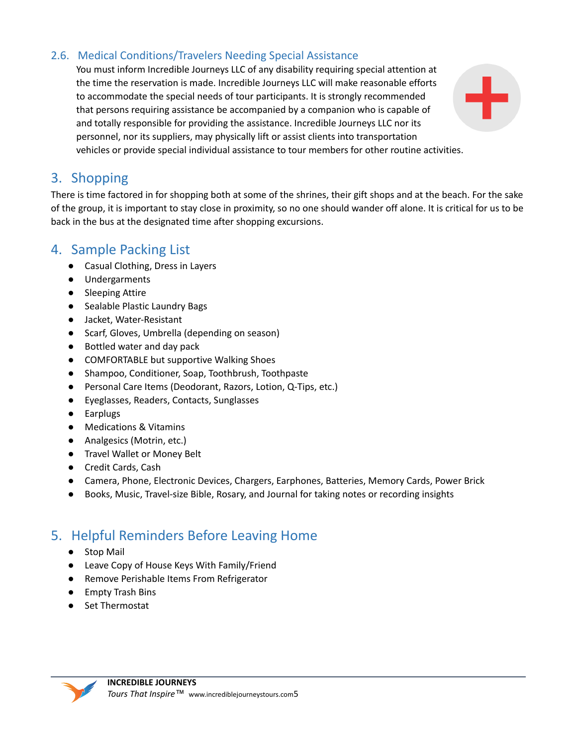### 2.6. Medical Conditions/Travelers Needing Special Assistance

You must inform Incredible Journeys LLC of any disability requiring special attention at the time the reservation is made. Incredible Journeys LLC will make reasonable efforts to accommodate the special needs of tour participants. It is strongly recommended that persons requiring assistance be accompanied by a companion who is capable of and totally responsible for providing the assistance. Incredible Journeys LLC nor its personnel, nor its suppliers, may physically lift or assist clients into transportation vehicles or provide special individual assistance to tour members for other routine activities.

## 3. Shopping

There is time factored in for shopping both at some of the shrines, their gift shops and at the beach. For the sake of the group, it is important to stay close in proximity, so no one should wander off alone. It is critical for us to be back in the bus at the designated time after shopping excursions.

## 4. Sample Packing List

- Casual Clothing, Dress in Layers
- Undergarments
- Sleeping Attire
- Sealable Plastic Laundry Bags
- Jacket, Water-Resistant
- Scarf, Gloves, Umbrella (depending on season)
- Bottled water and day pack
- COMFORTABLE but supportive Walking Shoes
- Shampoo, Conditioner, Soap, Toothbrush, Toothpaste
- Personal Care Items (Deodorant, Razors, Lotion, Q-Tips, etc.)
- Eyeglasses, Readers, Contacts, Sunglasses
- Earplugs
- Medications & Vitamins
- Analgesics (Motrin, etc.)
- Travel Wallet or Money Belt
- Credit Cards, Cash
- Camera, Phone, Electronic Devices, Chargers, Earphones, Batteries, Memory Cards, Power Brick
- Books, Music, Travel-size Bible, Rosary, and Journal for taking notes or recording insights

## 5. Helpful Reminders Before Leaving Home

- Stop Mail
- Leave Copy of House Keys With Family/Friend
- Remove Perishable Items From Refrigerator
- Empty Trash Bins
- Set Thermostat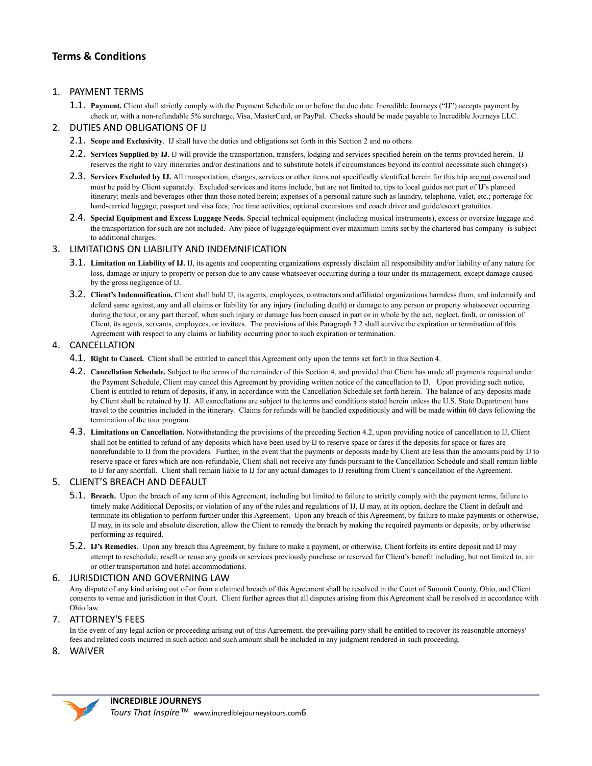## Terms & Conditions

1. PAYMENT TERMS

   1.1. **Payment.** Client shall strictly comply with the Payment Schedule on or before the due date. Incredible Journeys ("IJ") accepts payment by check or, with a non-refundable 5% surcharge, Visa, MasterCard, or PayPal. Checks should be made payable to Incredible Journeys LLC.

2. DUTIES AND OBLIGATIONS OF IJ

   2.1. **Scope and Exclusivity**. IJ shall have the duties and obligations set forth in this Section 2 and no others.

   2.2. **Services Supplied by IJ**. IJ will provide the transportation, transfers, lodging and services specified herein on the terms provided herein. IJ reserves the right to vary itineraries and/or destinations and to substitute hotels if circumstances beyond its control necessitate such change(s).

   2.3. **Services Excluded by IJ.** All transportation, charges, services or other items not specifically identified herein for this trip are not covered and must be paid by Client separately. Excluded services and items include, but are not limited to, tips to local guides not part of IJ's planned itinerary; meals and beverages other than those noted herein; expenses of a personal nature such as laundry, telephone, valet, etc.; porterage for hand-carried luggage; passport and visa fees; free time activities; optional excursions and coach driver and guide/escort gratuities.

   2.4. **Special Equipment and Excess Luggage Needs.** Special technical equipment (including musical instruments), excess or oversize luggage and the transportation for such are not included. Any piece of luggage/equipment over maximum limits set by the chartered bus company is subject to additional charges.

3. LIMITATIONS ON LIABILITY AND INDEMNIFICATION

   3.1. **Limitation on Liability of IJ.** IJ, its agents and cooperating organizations expressly disclaim all responsibility and/or liability of any nature for loss, damage or injury to property or person due to any cause whatsoever occurring during a tour under its management, except damage caused by the gross negligence of IJ.

   3.2. **Client's Indemnification.** Client shall hold IJ, its agents, employees, contractors and affiliated organizations harmless from, and indemnify and defend same against, any and all claims or liability for any injury (including death) or damage to any person or property whatsoever occurring during the tour, or any part thereof, when such injury or damage has been caused in part or in whole by the act, neglect, fault, or omission of Client, its agents, servants, employees, or invitees. The provisions of this Paragraph 3.2 shall survive the expiration or termination of this Agreement with respect to any claims or liability occurring prior to such expiration or termination.

4. CANCELLATION

   4.1. **Right to Cancel.** Client shall be entitled to cancel this Agreement only upon the terms set forth in this Section 4.

   4.2. **Cancellation Schedule.** Subject to the terms of the remainder of this Section 4, and provided that Client has made all payments required under the Payment Schedule, Client may cancel this Agreement by providing written notice of the cancellation to IJ. Upon providing such notice, Client is entitled to return of deposits, if any, in accordance with the Cancellation Schedule set forth herein. The balance of any deposits made by Client shall be retained by IJ. All cancellations are subject to the terms and conditions stated herein unless the U.S. State Department bans travel to the countries included in the itinerary. Claims for refunds will be handled expeditiously and will be made within 60 days following the termination of the tour program.

   4.3. **Limitations on Cancellation.** Notwithstanding the provisions of the preceding Section 4.2, upon providing notice of cancellation to IJ, Client shall not be entitled to refund of any deposits which have been used by IJ to reserve space or fares if the deposits for space or fares are nonrefundable to IJ from the providers. Further, in the event that the payments or deposits made by Client are less than the amounts paid by IJ to reserve space or fares which are non-refundable, Client shall not receive any funds pursuant to the Cancellation Schedule and shall remain liable to IJ for any shortfall. Client shall remain liable to IJ for any actual damages to IJ resulting from Client's cancellation of the Agreement.

5. CLIENT'S BREACH AND DEFAULT

   5.1. **Breach.** Upon the breach of any term of this Agreement, including but limited to failure to strictly comply with the payment terms, failure to timely make Additional Deposits, or violation of any of the rules and regulations of IJ, IJ may, at its option, declare the Client in default and terminate its obligation to perform further under this Agreement. Upon any breach of this Agreement, by failure to make payments or otherwise, IJ may, in its sole and absolute discretion, allow the Client to remedy the breach by making the required payments or deposits, or by otherwise performing as required.

   5.2. **IJ's Remedies.** Upon any breach this Agreement, by failure to make a payment, or otherwise, Client forfeits its entire deposit and IJ may attempt to reschedule, resell or reuse any goods or services previously purchase or reserved for Client's benefit including, but not limited to, air or other transportation and hotel accommodations.

6. JURISDICTION AND GOVERNING LAW

   Any dispute of any kind arising out of or from a claimed breach of this Agreement shall be resolved in the Court of Summit County, Ohio, and Client consents to venue and jurisdiction in that Court. Client further agrees that all disputes arising from this Agreement shall be resolved in accordance with Ohio law.

7. ATTORNEY'S FEES

   In the event of any legal action or proceeding arising out of this Agreement, the prevailing party shall be entitled to recover its reasonable attorneys' fees and related costs incurred in such action and such amount shall be included in any judgment rendered in such proceeding.

8. WAIVER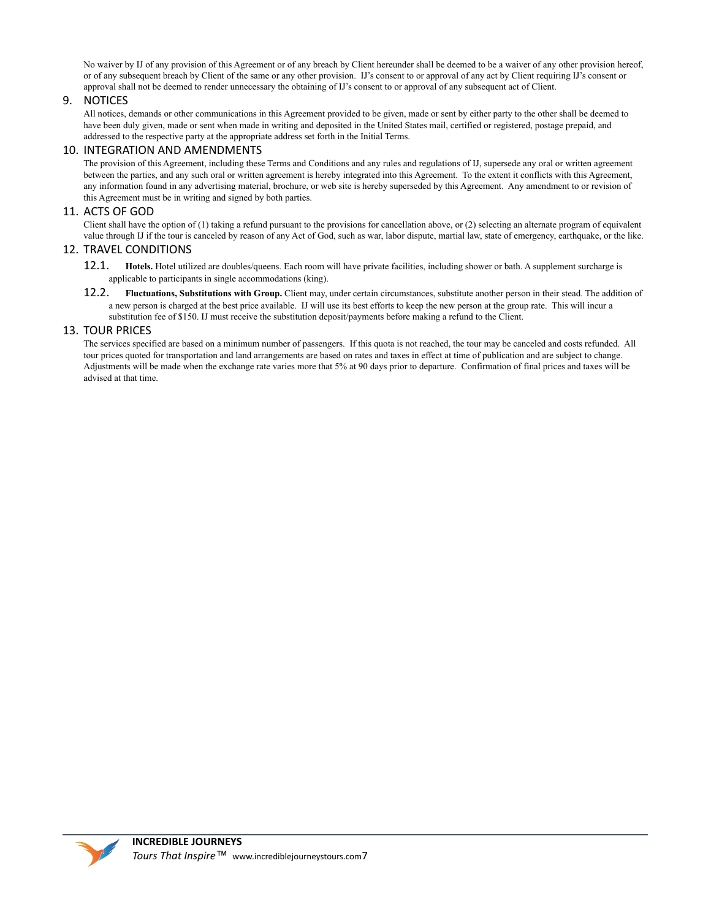No waiver by IJ of any provision of this Agreement or of any breach by Client hereunder shall be deemed to be a waiver of any other provision hereof, or of any subsequent breach by Client of the same or any other provision. IJ's consent to or approval of any act by Client requiring IJ's consent or approval shall not be deemed to render unnecessary the obtaining of IJ's consent to or approval of any subsequent act of Client.

## 9. NOTICES

All notices, demands or other communications in this Agreement provided to be given, made or sent by either party to the other shall be deemed to have been duly given, made or sent when made in writing and deposited in the United States mail, certified or registered, postage prepaid, and addressed to the respective party at the appropriate address set forth in the Initial Terms.

## 10. INTEGRATION AND AMENDMENTS

The provision of this Agreement, including these Terms and Conditions and any rules and regulations of IJ, supersede any oral or written agreement between the parties, and any such oral or written agreement is hereby integrated into this Agreement. To the extent it conflicts with this Agreement, any information found in any advertising material, brochure, or web site is hereby superseded by this Agreement. Any amendment to or revision of this Agreement must be in writing and signed by both parties.

## 11. ACTS OF GOD

Client shall have the option of (1) taking a refund pursuant to the provisions for cancellation above, or (2) selecting an alternate program of equivalent value through IJ if the tour is canceled by reason of any Act of God, such as war, labor dispute, martial law, state of emergency, earthquake, or the like.

## 12. TRAVEL CONDITIONS

12.1. **Hotels.** Hotel utilized are doubles/queens. Each room will have private facilities, including shower or bath. A supplement surcharge is applicable to participants in single accommodations (king).

12.2. **Fluctuations, Substitutions with Group.** Client may, under certain circumstances, substitute another person in their stead. The addition of a new person is charged at the best price available. IJ will use its best efforts to keep the new person at the group rate. This will incur a substitution fee of $150. IJ must receive the substitution deposit/payments before making a refund to the Client.

## 13. TOUR PRICES

The services specified are based on a minimum number of passengers. If this quota is not reached, the tour may be canceled and costs refunded. All tour prices quoted for transportation and land arrangements are based on rates and taxes in effect at time of publication and are subject to change. Adjustments will be made when the exchange rate varies more that 5% at 90 days prior to departure. Confirmation of final prices and taxes will be advised at that time.